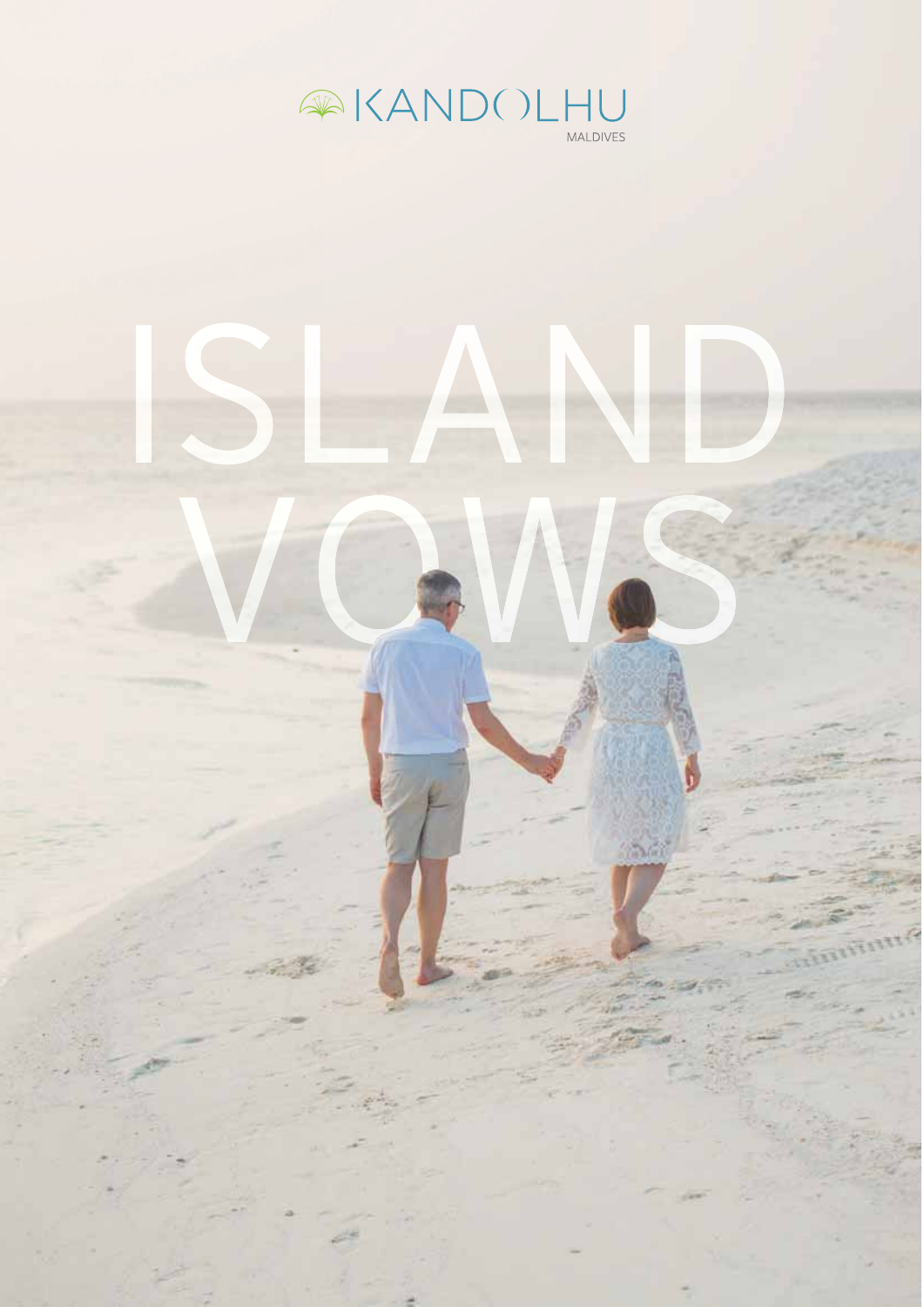KANDOLHU
MALDIVES

# ISLAND VOWS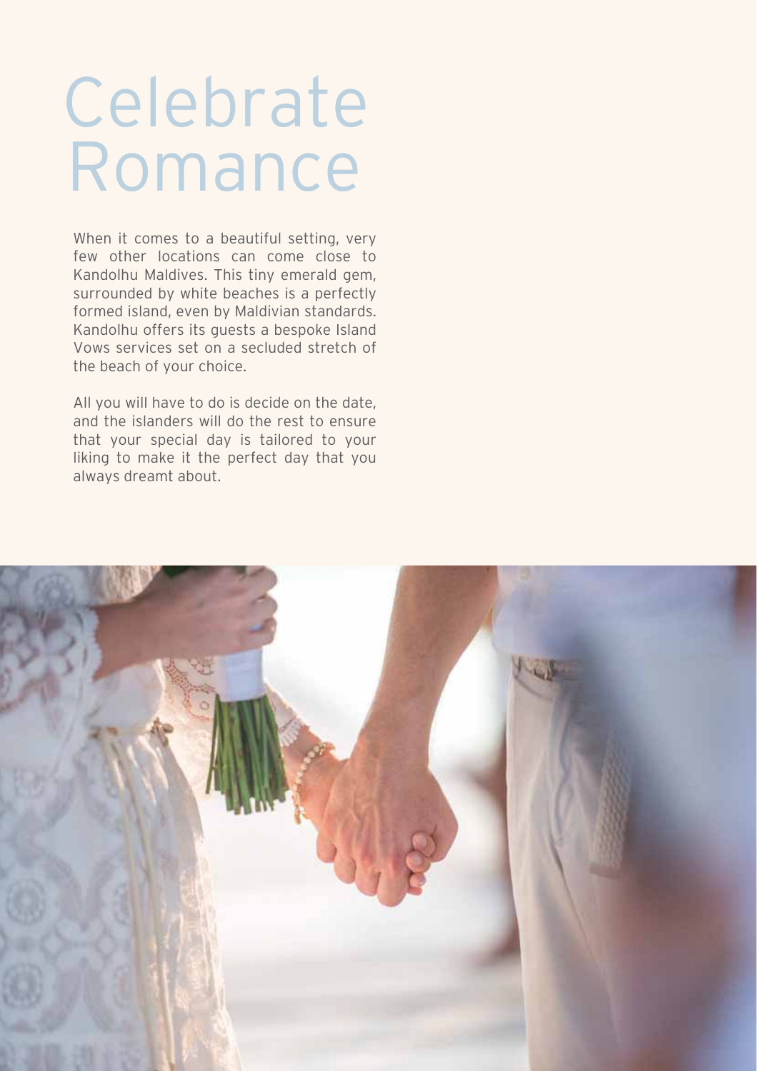# Celebrate Romance

When it comes to a beautiful setting, very few other locations can come close to Kandolhu Maldives. This tiny emerald gem, surrounded by white beaches is a perfectly formed island, even by Maldivian standards. Kandolhu offers its guests a bespoke Island Vows services set on a secluded stretch of the beach of your choice.

All you will have to do is decide on the date, and the islanders will do the rest to ensure that your special day is tailored to your liking to make it the perfect day that you always dreamt about.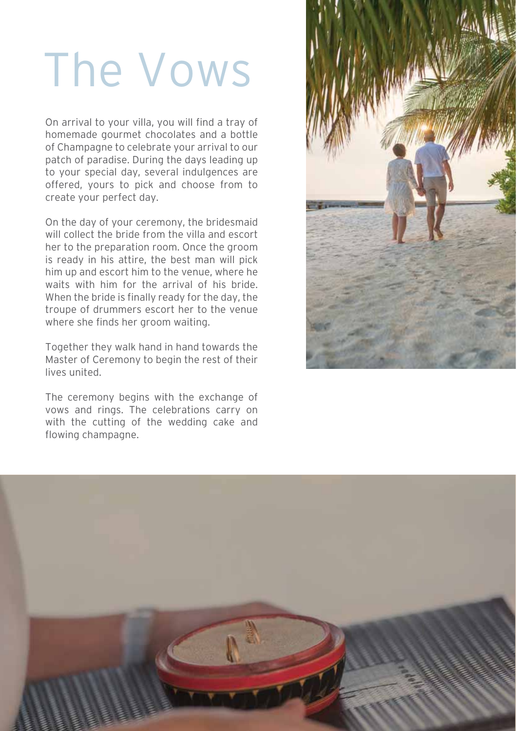# The Vows

On arrival to your villa, you will find a tray of homemade gourmet chocolates and a bottle of Champagne to celebrate your arrival to our patch of paradise. During the days leading up to your special day, several indulgences are offered, yours to pick and choose from to create your perfect day.

On the day of your ceremony, the bridesmaid will collect the bride from the villa and escort her to the preparation room. Once the groom is ready in his attire, the best man will pick him up and escort him to the venue, where he waits with him for the arrival of his bride. When the bride is finally ready for the day, the troupe of drummers escort her to the venue where she finds her groom waiting.

Together they walk hand in hand towards the Master of Ceremony to begin the rest of their lives united.

The ceremony begins with the exchange of vows and rings. The celebrations carry on with the cutting of the wedding cake and flowing champagne.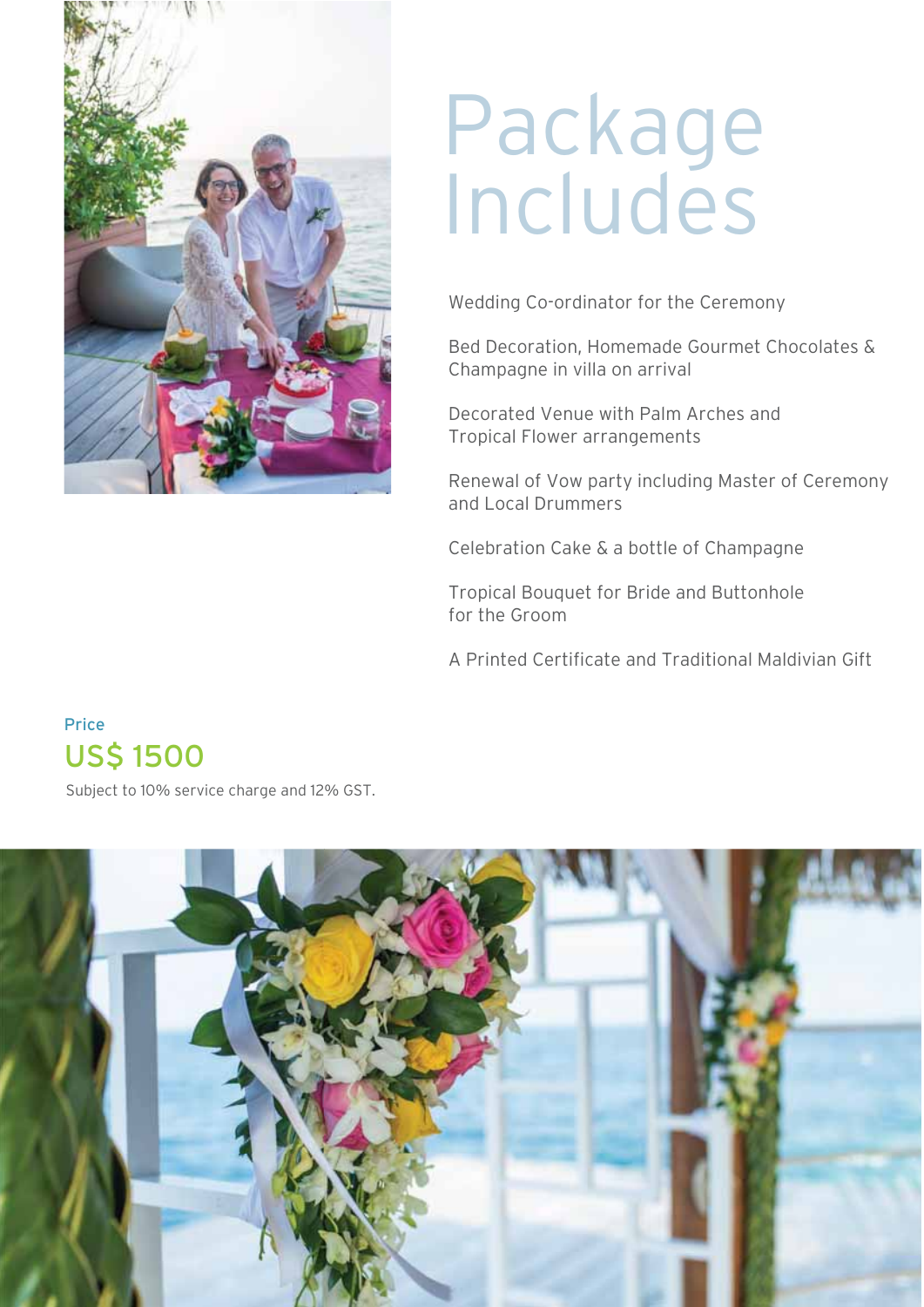# Package Includes

Wedding Co-ordinator for the Ceremony

Bed Decoration, Homemade Gourmet Chocolates & Champagne in villa on arrival

Decorated Venue with Palm Arches and Tropical Flower arrangements

Renewal of Vow party including Master of Ceremony and Local Drummers

Celebration Cake & a bottle of Champagne

Tropical Bouquet for Bride and Buttonhole for the Groom

A Printed Certificate and Traditional Maldivian Gift

Price

## US$ 1500

Subject to 10% service charge and 12% GST.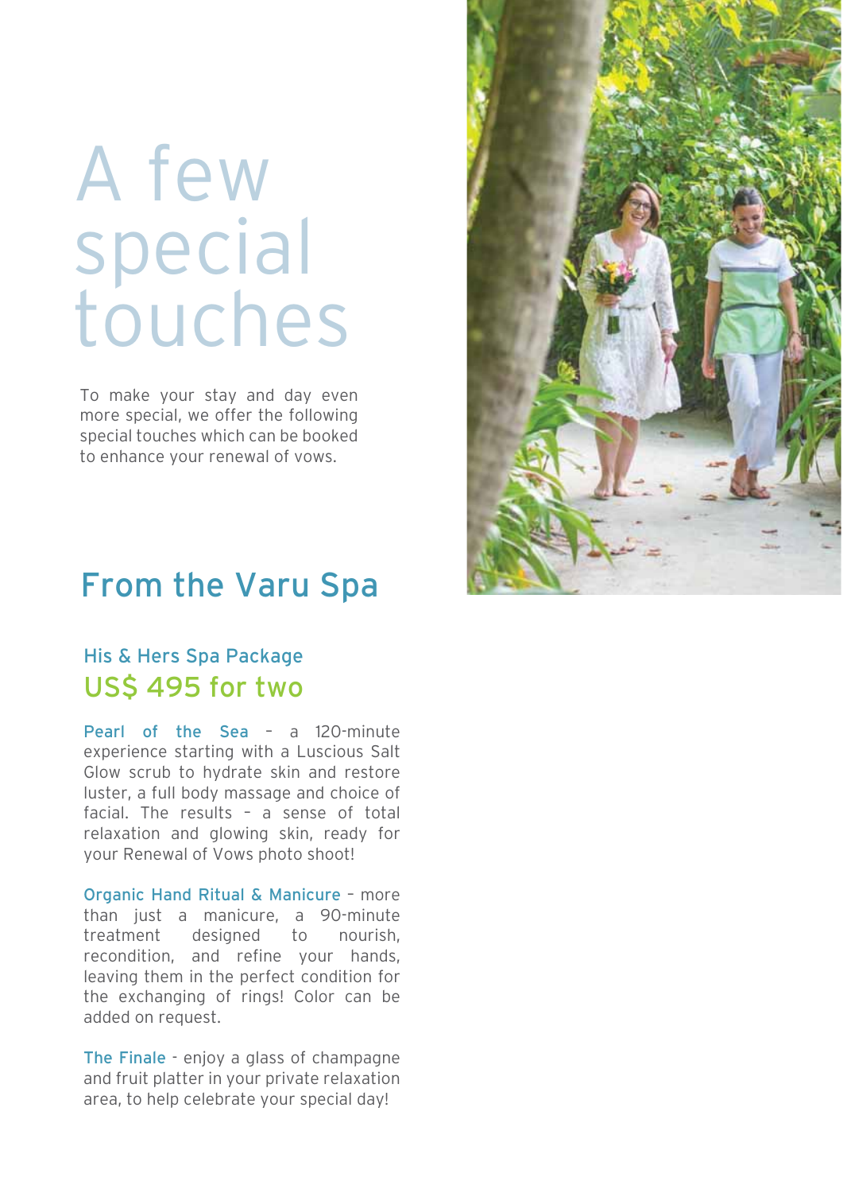# A few special touches

To make your stay and day even more special, we offer the following special touches which can be booked to enhance your renewal of vows.

## From the Varu Spa

### His & Hers Spa Package

### US$ 495 for two

**Pearl of the Sea** – a 120-minute experience starting with a Luscious Salt Glow scrub to hydrate skin and restore luster, a full body massage and choice of facial. The results – a sense of total relaxation and glowing skin, ready for your Renewal of Vows photo shoot!

**Organic Hand Ritual & Manicure** – more than just a manicure, a 90-minute treatment designed to nourish, recondition, and refine your hands, leaving them in the perfect condition for the exchanging of rings! Color can be added on request.

**The Finale** - enjoy a glass of champagne and fruit platter in your private relaxation area, to help celebrate your special day!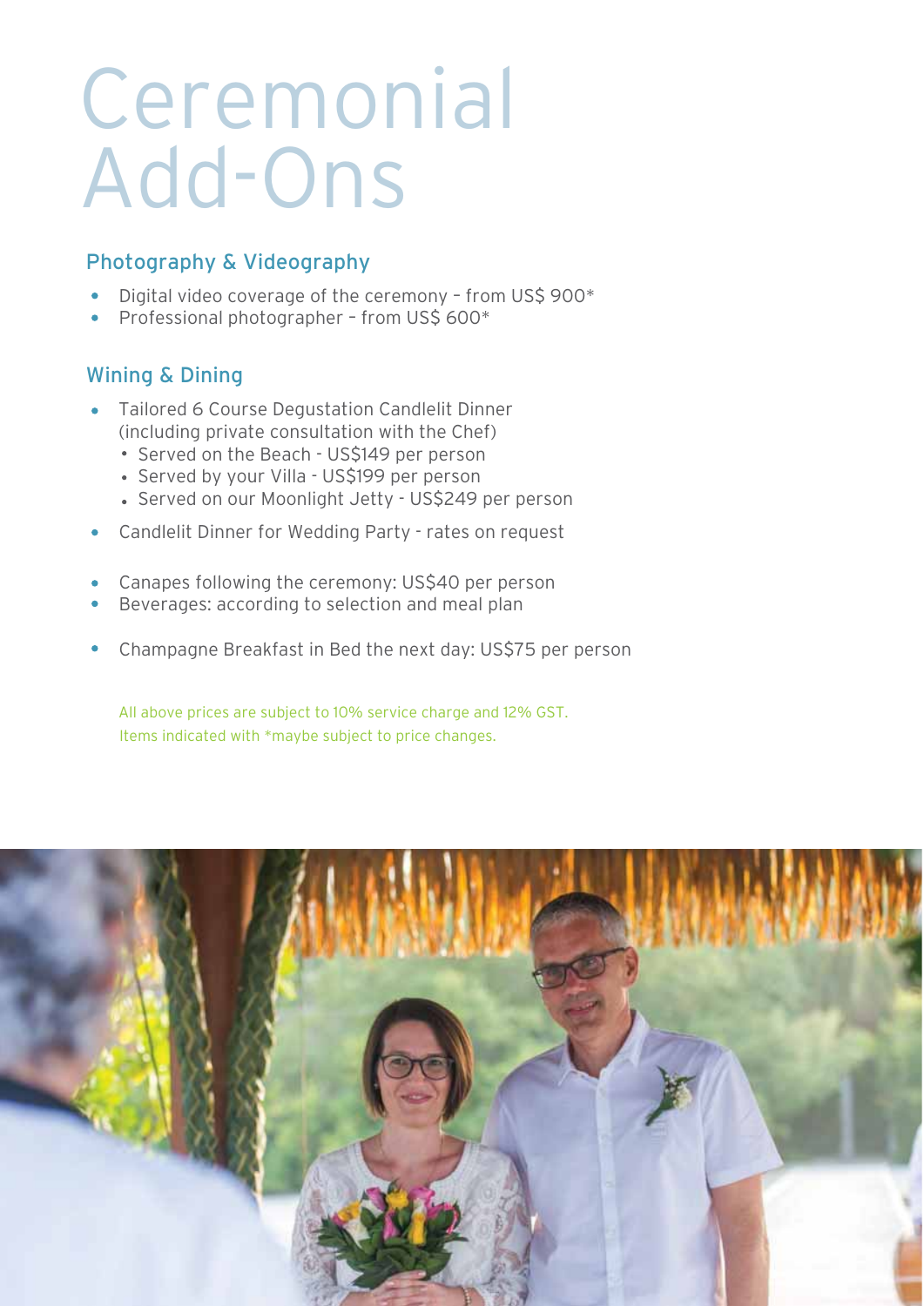# Ceremonial Add-Ons

## Photography & Videography

- Digital video coverage of the ceremony – from US$ 900*
- Professional photographer – from US$ 600*

## Wining & Dining

- Tailored 6 Course Degustation Candlelit Dinner (including private consultation with the Chef)
  - Served on the Beach - US$149 per person
  - Served by your Villa - US$199 per person
  - Served on our Moonlight Jetty - US$249 per person
- Candlelit Dinner for Wedding Party - rates on request
- Canapes following the ceremony: US$40 per person
- Beverages: according to selection and meal plan
- Champagne Breakfast in Bed the next day: US$75 per person

All above prices are subject to 10% service charge and 12% GST.
Items indicated with *maybe subject to price changes.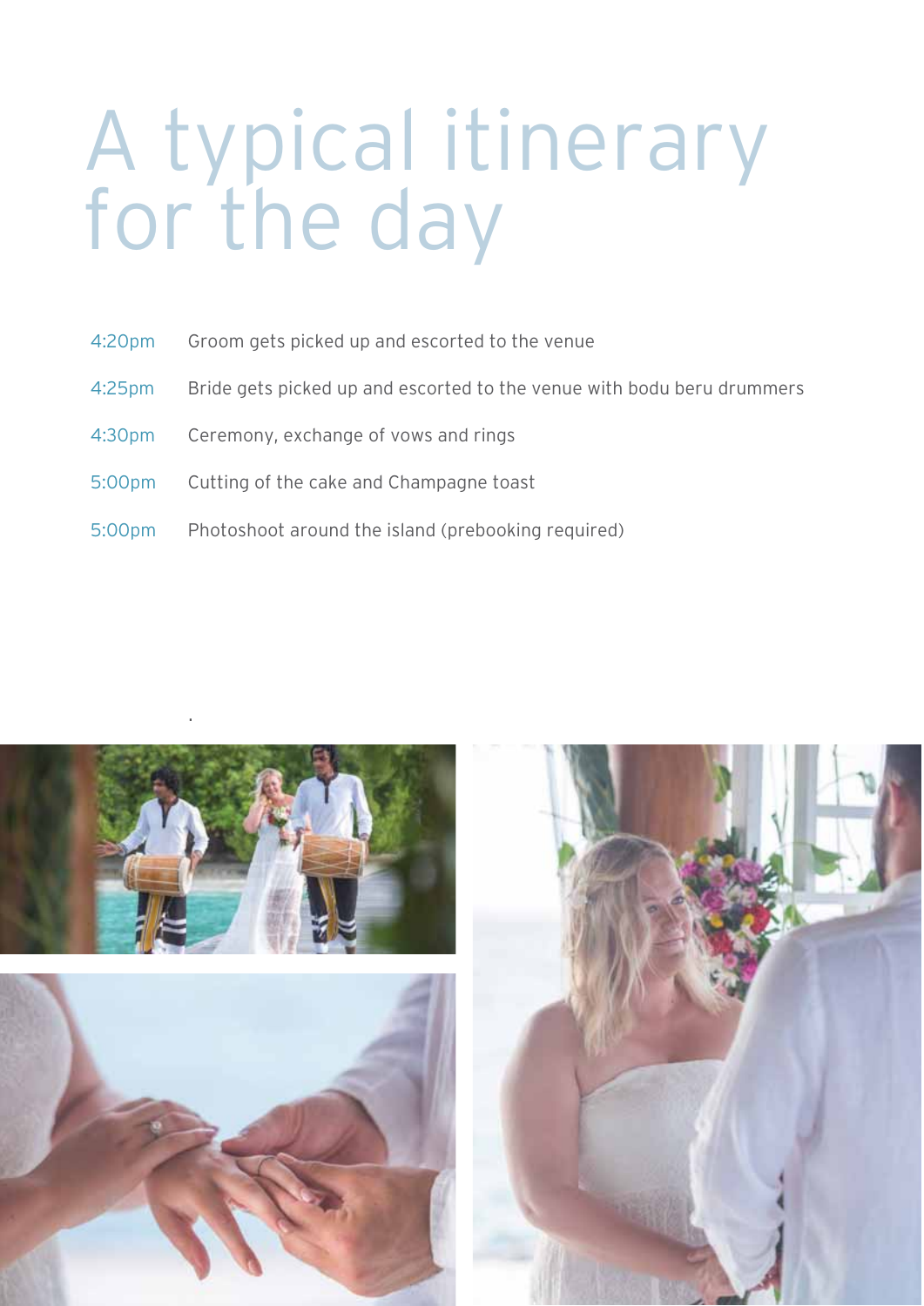# A typical itinerary for the day

| | |
|---|---|
| 4:20pm | Groom gets picked up and escorted to the venue |
| 4:25pm | Bride gets picked up and escorted to the venue with bodu beru drummers |
| 4:30pm | Ceremony, exchange of vows and rings |
| 5:00pm | Cutting of the cake and Champagne toast |
| 5:00pm | Photoshoot around the island (prebooking required) |